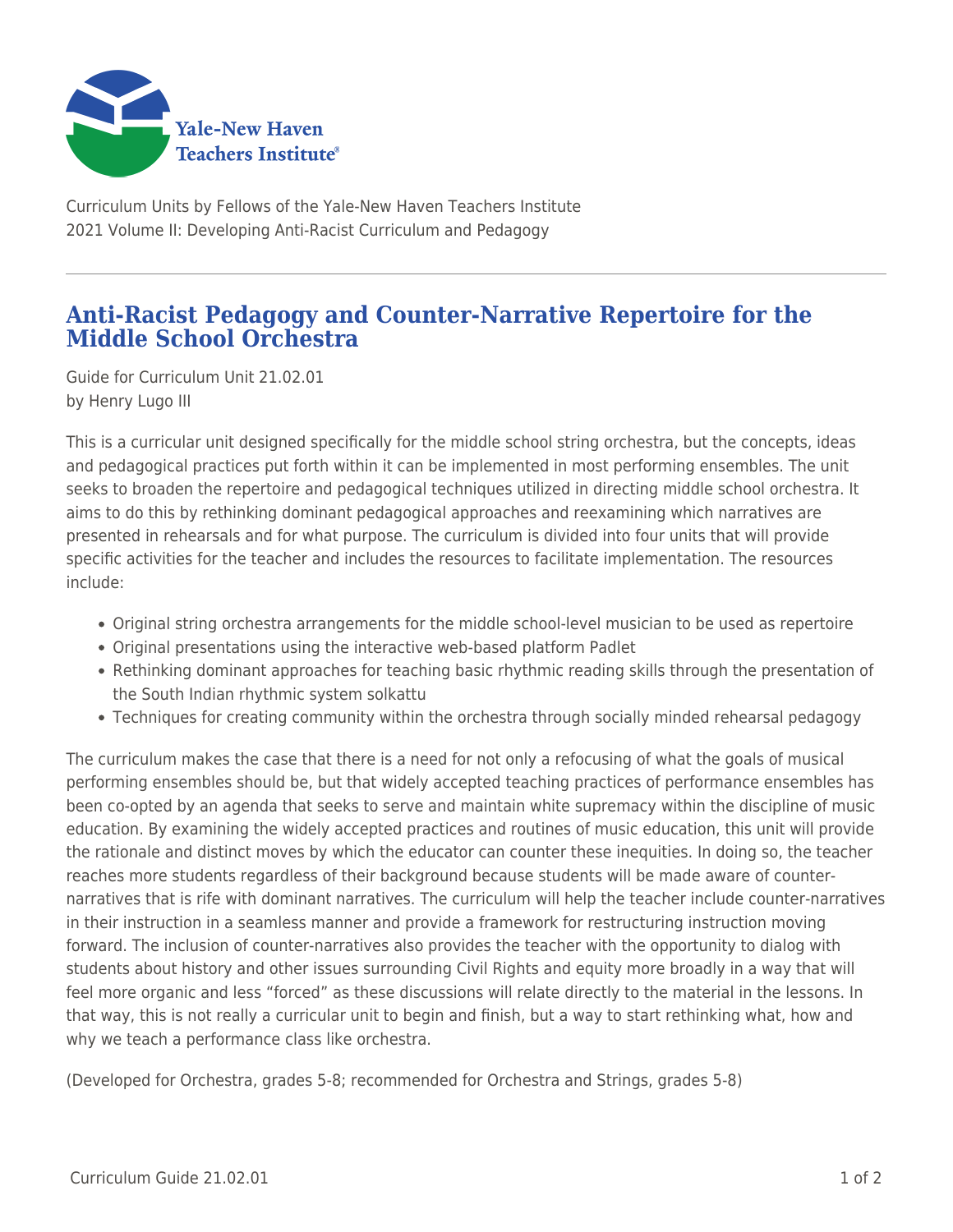Yale-New Haven Teachers Institute

Curriculum Units by Fellows of the Yale-New Haven Teachers Institute
2021 Volume II: Developing Anti-Racist Curriculum and Pedagogy

# Anti-Racist Pedagogy and Counter-Narrative Repertoire for the Middle School Orchestra

Guide for Curriculum Unit 21.02.01
by Henry Lugo III

This is a curricular unit designed specifically for the middle school string orchestra, but the concepts, ideas and pedagogical practices put forth within it can be implemented in most performing ensembles. The unit seeks to broaden the repertoire and pedagogical techniques utilized in directing middle school orchestra. It aims to do this by rethinking dominant pedagogical approaches and reexamining which narratives are presented in rehearsals and for what purpose. The curriculum is divided into four units that will provide specific activities for the teacher and includes the resources to facilitate implementation. The resources include:

- Original string orchestra arrangements for the middle school-level musician to be used as repertoire
- Original presentations using the interactive web-based platform Padlet
- Rethinking dominant approaches for teaching basic rhythmic reading skills through the presentation of the South Indian rhythmic system solkattu
- Techniques for creating community within the orchestra through socially minded rehearsal pedagogy

The curriculum makes the case that there is a need for not only a refocusing of what the goals of musical performing ensembles should be, but that widely accepted teaching practices of performance ensembles has been co-opted by an agenda that seeks to serve and maintain white supremacy within the discipline of music education. By examining the widely accepted practices and routines of music education, this unit will provide the rationale and distinct moves by which the educator can counter these inequities. In doing so, the teacher reaches more students regardless of their background because students will be made aware of counter-narratives that is rife with dominant narratives. The curriculum will help the teacher include counter-narratives in their instruction in a seamless manner and provide a framework for restructuring instruction moving forward. The inclusion of counter-narratives also provides the teacher with the opportunity to dialog with students about history and other issues surrounding Civil Rights and equity more broadly in a way that will feel more organic and less "forced" as these discussions will relate directly to the material in the lessons. In that way, this is not really a curricular unit to begin and finish, but a way to start rethinking what, how and why we teach a performance class like orchestra.

(Developed for Orchestra, grades 5-8; recommended for Orchestra and Strings, grades 5-8)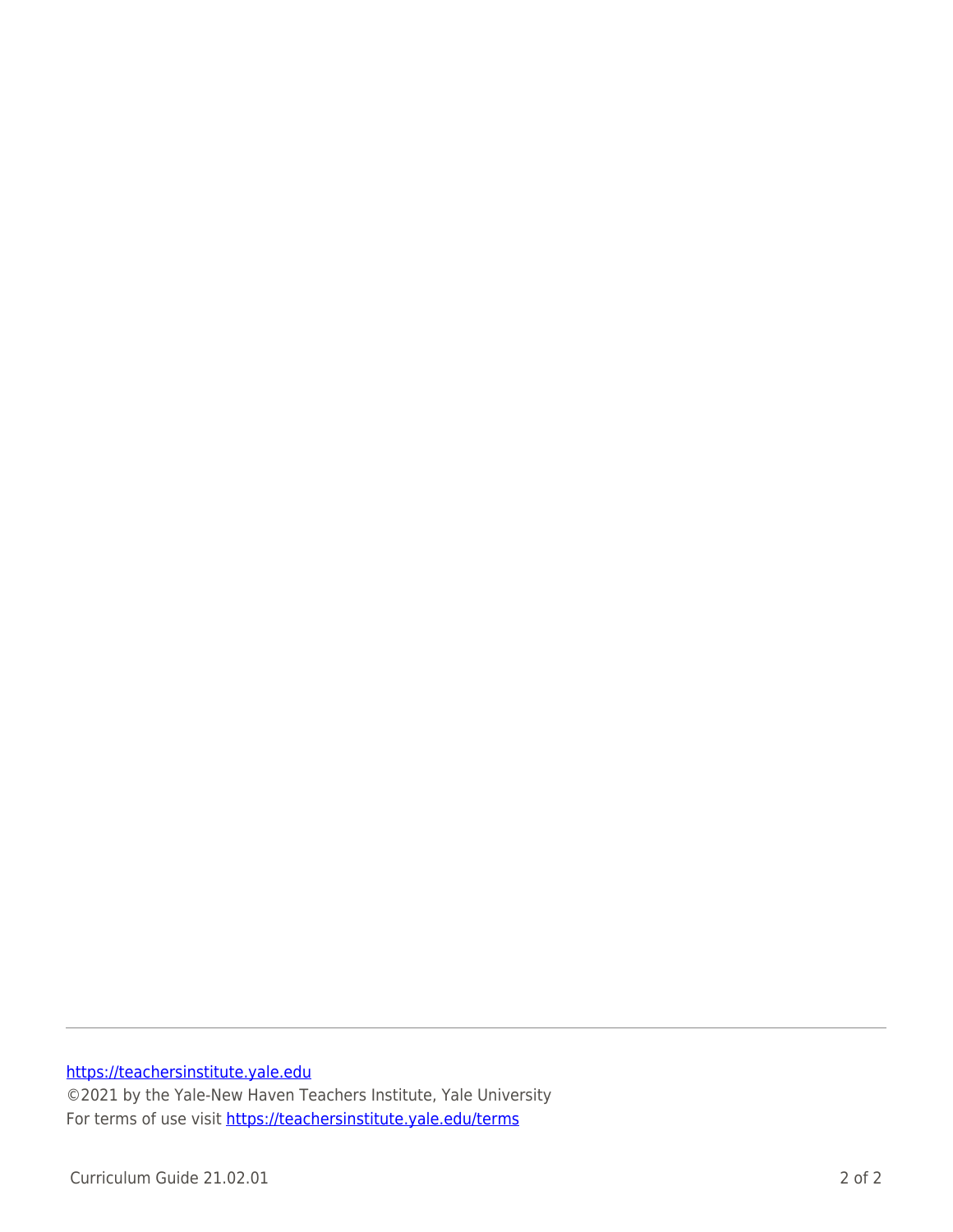https://teachersinstitute.yale.edu
©2021 by the Yale-New Haven Teachers Institute, Yale University
For terms of use visit https://teachersinstitute.yale.edu/terms